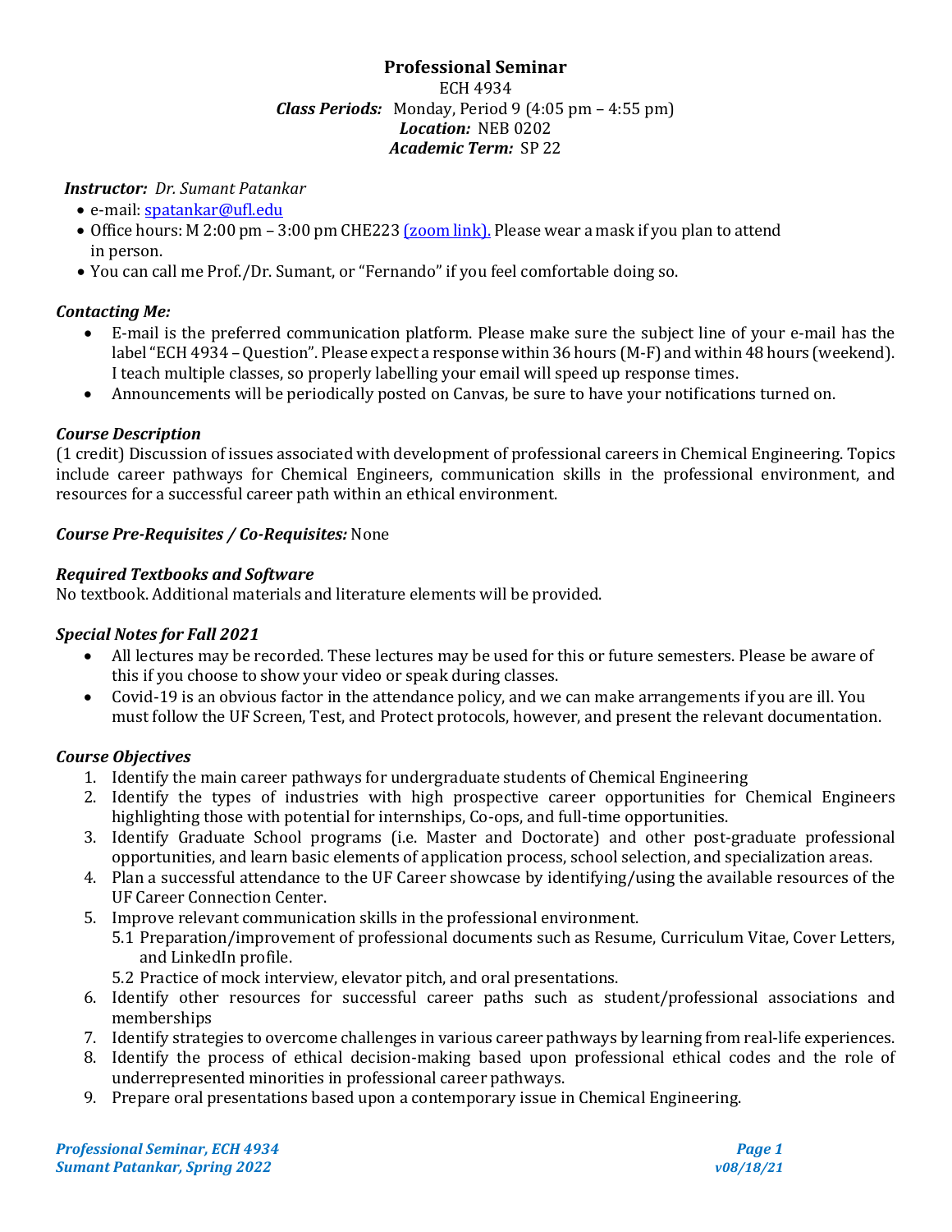# Professional Seminar

ECH 4934
***Class Periods:*** Monday, Period 9 (4:05 pm – 4:55 pm)
***Location:*** NEB 0202
***Academic Term:*** SP 22

***Instructor:*** *Dr. Sumant Patankar*

- e-mail: spatankar@ufl.edu
- Office hours: M 2:00 pm – 3:00 pm CHE223 (zoom link). Please wear a mask if you plan to attend in person.
- You can call me Prof./Dr. Sumant, or "Fernando" if you feel comfortable doing so.

### *Contacting Me:*

- E-mail is the preferred communication platform. Please make sure the subject line of your e-mail has the label "ECH 4934 – Question". Please expect a response within 36 hours (M-F) and within 48 hours (weekend). I teach multiple classes, so properly labelling your email will speed up response times.
- Announcements will be periodically posted on Canvas, be sure to have your notifications turned on.

### *Course Description*

(1 credit) Discussion of issues associated with development of professional careers in Chemical Engineering. Topics include career pathways for Chemical Engineers, communication skills in the professional environment, and resources for a successful career path within an ethical environment.

***Course Pre-Requisites / Co-Requisites:*** None

### *Required Textbooks and Software*

No textbook. Additional materials and literature elements will be provided.

### *Special Notes for Fall 2021*

- All lectures may be recorded. These lectures may be used for this or future semesters. Please be aware of this if you choose to show your video or speak during classes.
- Covid-19 is an obvious factor in the attendance policy, and we can make arrangements if you are ill. You must follow the UF Screen, Test, and Protect protocols, however, and present the relevant documentation.

### *Course Objectives*

1. Identify the main career pathways for undergraduate students of Chemical Engineering
2. Identify the types of industries with high prospective career opportunities for Chemical Engineers highlighting those with potential for internships, Co-ops, and full-time opportunities.
3. Identify Graduate School programs (i.e. Master and Doctorate) and other post-graduate professional opportunities, and learn basic elements of application process, school selection, and specialization areas.
4. Plan a successful attendance to the UF Career showcase by identifying/using the available resources of the UF Career Connection Center.
5. Improve relevant communication skills in the professional environment.
   5.1 Preparation/improvement of professional documents such as Resume, Curriculum Vitae, Cover Letters, and LinkedIn profile.
   5.2 Practice of mock interview, elevator pitch, and oral presentations.
6. Identify other resources for successful career paths such as student/professional associations and memberships
7. Identify strategies to overcome challenges in various career pathways by learning from real-life experiences.
8. Identify the process of ethical decision-making based upon professional ethical codes and the role of underrepresented minorities in professional career pathways.
9. Prepare oral presentations based upon a contemporary issue in Chemical Engineering.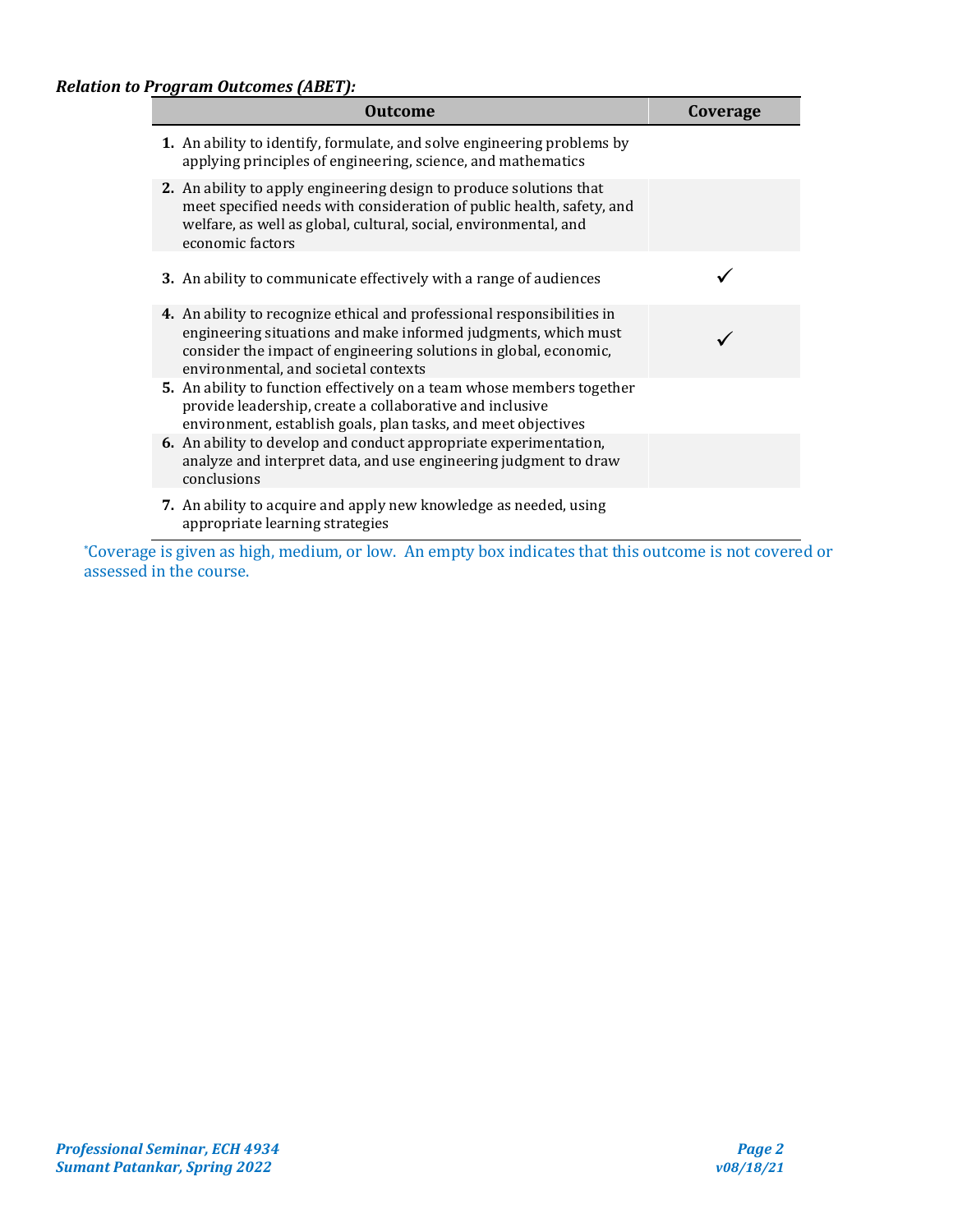***Relation to Program Outcomes (ABET):***

| Outcome | Coverage |
|---|---|
| **1.** An ability to identify, formulate, and solve engineering problems by applying principles of engineering, science, and mathematics | |
| **2.** An ability to apply engineering design to produce solutions that meet specified needs with consideration of public health, safety, and welfare, as well as global, cultural, social, environmental, and economic factors | |
| **3.** An ability to communicate effectively with a range of audiences | ✓ |
| **4.** An ability to recognize ethical and professional responsibilities in engineering situations and make informed judgments, which must consider the impact of engineering solutions in global, economic, environmental, and societal contexts | ✓ |
| **5.** An ability to function effectively on a team whose members together provide leadership, create a collaborative and inclusive environment, establish goals, plan tasks, and meet objectives | |
| **6.** An ability to develop and conduct appropriate experimentation, analyze and interpret data, and use engineering judgment to draw conclusions | |
| **7.** An ability to acquire and apply new knowledge as needed, using appropriate learning strategies | |

*Coverage is given as high, medium, or low. An empty box indicates that this outcome is not covered or assessed in the course.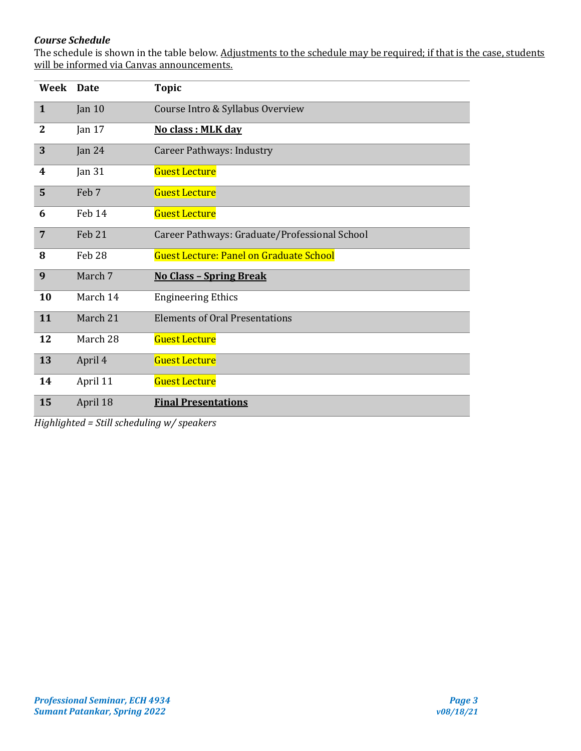***Course Schedule***

The schedule is shown in the table below. Adjustments to the schedule may be required; if that is the case, students will be informed via Canvas announcements.

| Week | Date | Topic |
|---|---|---|
| **1** | Jan 10 | Course Intro & Syllabus Overview |
| **2** | Jan 17 | **No class : MLK day** |
| **3** | Jan 24 | Career Pathways: Industry |
| **4** | Jan 31 | Guest Lecture |
| **5** | Feb 7 | Guest Lecture |
| **6** | Feb 14 | Guest Lecture |
| **7** | Feb 21 | Career Pathways: Graduate/Professional School |
| **8** | Feb 28 | Guest Lecture: Panel on Graduate School |
| **9** | March 7 | **No Class – Spring Break** |
| **10** | March 14 | Engineering Ethics |
| **11** | March 21 | Elements of Oral Presentations |
| **12** | March 28 | Guest Lecture |
| **13** | April 4 | Guest Lecture |
| **14** | April 11 | Guest Lecture |
| **15** | April 18 | **Final Presentations** |

*Highlighted = Still scheduling w/ speakers*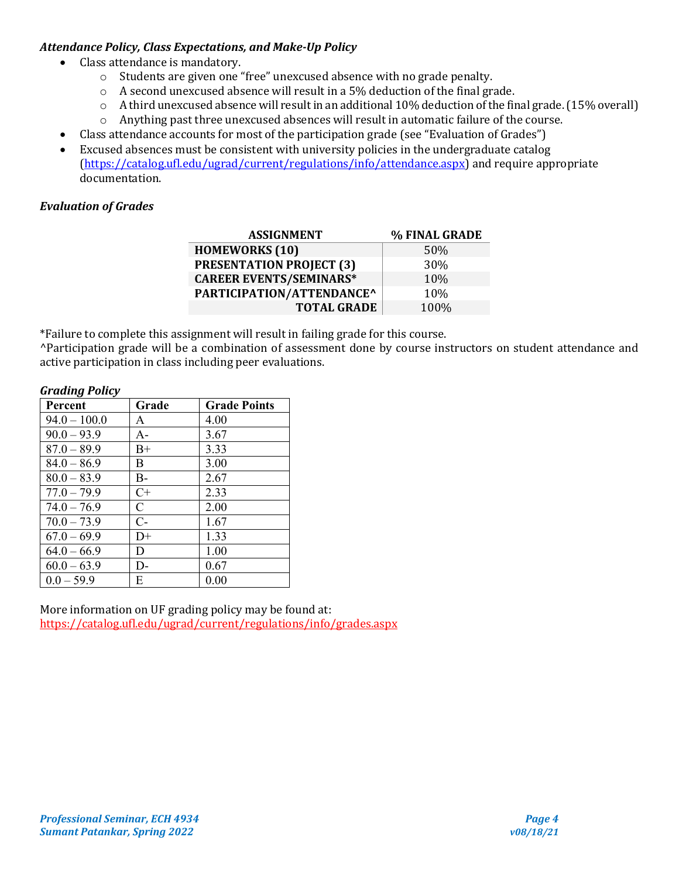### *Attendance Policy, Class Expectations, and Make-Up Policy*

- Class attendance is mandatory.
  - Students are given one "free" unexcused absence with no grade penalty.
  - A second unexcused absence will result in a 5% deduction of the final grade.
  - A third unexcused absence will result in an additional 10% deduction of the final grade. (15% overall)
  - Anything past three unexcused absences will result in automatic failure of the course.
- Class attendance accounts for most of the participation grade (see "Evaluation of Grades")
- Excused absences must be consistent with university policies in the undergraduate catalog (https://catalog.ufl.edu/ugrad/current/regulations/info/attendance.aspx) and require appropriate documentation.

### *Evaluation of Grades*

| ASSIGNMENT | % FINAL GRADE |
|---|---|
| **HOMEWORKS (10)** | 50% |
| **PRESENTATION PROJECT (3)** | 30% |
| **CAREER EVENTS/SEMINARS*** | 10% |
| **PARTICIPATION/ATTENDANCE^** | 10% |
| **TOTAL GRADE** | 100% |

*Failure to complete this assignment will result in failing grade for this course.
^Participation grade will be a combination of assessment done by course instructors on student attendance and active participation in class including peer evaluations.

### *Grading Policy*

| Percent | Grade | Grade Points |
|---|---|---|
| 94.0 – 100.0 | A | 4.00 |
| 90.0 – 93.9 | A- | 3.67 |
| 87.0 – 89.9 | B+ | 3.33 |
| 84.0 – 86.9 | B | 3.00 |
| 80.0 – 83.9 | B- | 2.67 |
| 77.0 – 79.9 | C+ | 2.33 |
| 74.0 – 76.9 | C | 2.00 |
| 70.0 – 73.9 | C- | 1.67 |
| 67.0 – 69.9 | D+ | 1.33 |
| 64.0 – 66.9 | D | 1.00 |
| 60.0 – 63.9 | D- | 0.67 |
| 0.0 – 59.9 | E | 0.00 |

More information on UF grading policy may be found at:
https://catalog.ufl.edu/ugrad/current/regulations/info/grades.aspx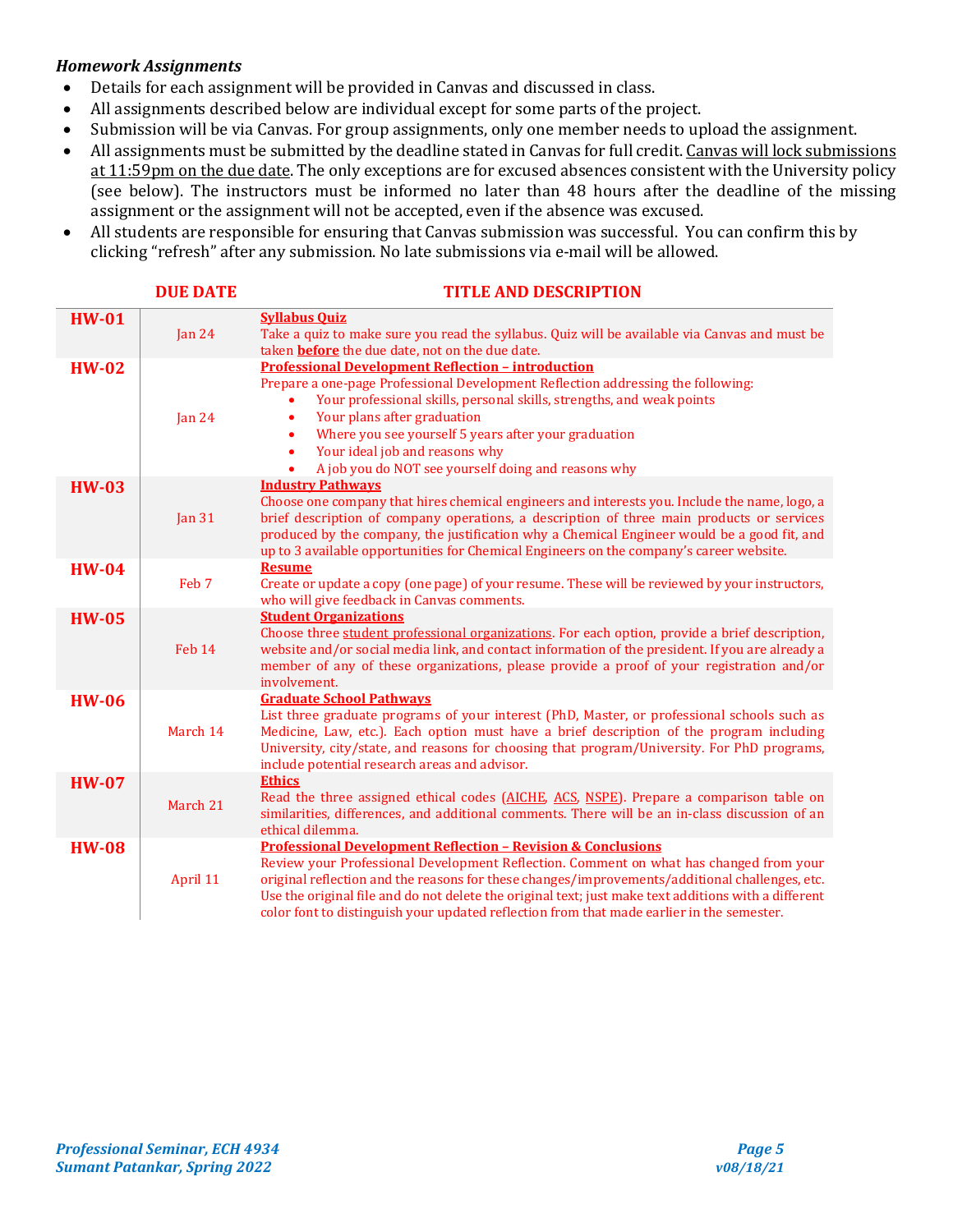***Homework Assignments***

- Details for each assignment will be provided in Canvas and discussed in class.
- All assignments described below are individual except for some parts of the project.
- Submission will be via Canvas. For group assignments, only one member needs to upload the assignment.
- All assignments must be submitted by the deadline stated in Canvas for full credit. Canvas will lock submissions at 11:59pm on the due date. The only exceptions are for excused absences consistent with the University policy (see below). The instructors must be informed no later than 48 hours after the deadline of the missing assignment or the assignment will not be accepted, even if the absence was excused.
- All students are responsible for ensuring that Canvas submission was successful. You can confirm this by clicking "refresh" after any submission. No late submissions via e-mail will be allowed.

| | DUE DATE | TITLE AND DESCRIPTION |
|---|---|---|
| **HW-01** | Jan 24 | **Syllabus Quiz**<br>Take a quiz to make sure you read the syllabus. Quiz will be available via Canvas and must be taken **before** the due date, not on the due date. |
| **HW-02** | Jan 24 | **Professional Development Reflection – introduction**<br>Prepare a one-page Professional Development Reflection addressing the following:<br>• Your professional skills, personal skills, strengths, and weak points<br>• Your plans after graduation<br>• Where you see yourself 5 years after your graduation<br>• Your ideal job and reasons why<br>• A job you do NOT see yourself doing and reasons why |
| **HW-03** | Jan 31 | **Industry Pathways**<br>Choose one company that hires chemical engineers and interests you. Include the name, logo, a brief description of company operations, a description of three main products or services produced by the company, the justification why a Chemical Engineer would be a good fit, and up to 3 available opportunities for Chemical Engineers on the company's career website. |
| **HW-04** | Feb 7 | **Resume**<br>Create or update a copy (one page) of your resume. These will be reviewed by your instructors, who will give feedback in Canvas comments. |
| **HW-05** | Feb 14 | **Student Organizations**<br>Choose three student professional organizations. For each option, provide a brief description, website and/or social media link, and contact information of the president. If you are already a member of any of these organizations, please provide a proof of your registration and/or involvement. |
| **HW-06** | March 14 | **Graduate School Pathways**<br>List three graduate programs of your interest (PhD, Master, or professional schools such as Medicine, Law, etc.). Each option must have a brief description of the program including University, city/state, and reasons for choosing that program/University. For PhD programs, include potential research areas and advisor. |
| **HW-07** | March 21 | **Ethics**<br>Read the three assigned ethical codes (AICHE, ACS, NSPE). Prepare a comparison table on similarities, differences, and additional comments. There will be an in-class discussion of an ethical dilemma. |
| **HW-08** | April 11 | **Professional Development Reflection – Revision & Conclusions**<br>Review your Professional Development Reflection. Comment on what has changed from your original reflection and the reasons for these changes/improvements/additional challenges, etc. Use the original file and do not delete the original text; just make text additions with a different color font to distinguish your updated reflection from that made earlier in the semester. |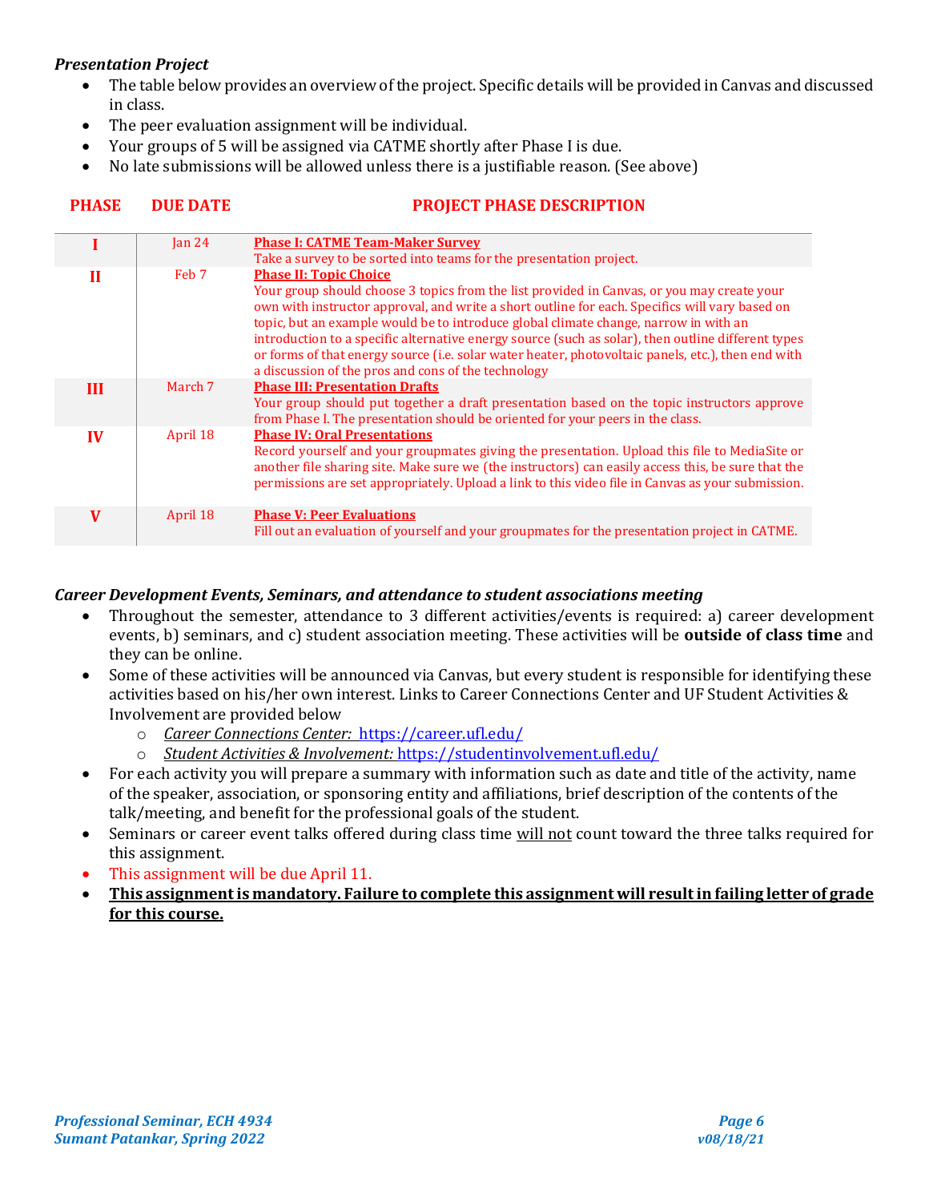### *Presentation Project*

- The table below provides an overview of the project. Specific details will be provided in Canvas and discussed in class.
- The peer evaluation assignment will be individual.
- Your groups of 5 will be assigned via CATME shortly after Phase I is due.
- No late submissions will be allowed unless there is a justifiable reason. (See above)

| PHASE | DUE DATE | PROJECT PHASE DESCRIPTION |
|---|---|---|
| I | Jan 24 | **Phase I: CATME Team-Maker Survey**<br>Take a survey to be sorted into teams for the presentation project. |
| II | Feb 7 | **Phase II: Topic Choice**<br>Your group should choose 3 topics from the list provided in Canvas, or you may create your own with instructor approval, and write a short outline for each. Specifics will vary based on topic, but an example would be to introduce global climate change, narrow in with an introduction to a specific alternative energy source (such as solar), then outline different types or forms of that energy source (i.e. solar water heater, photovoltaic panels, etc.), then end with a discussion of the pros and cons of the technology |
| III | March 7 | **Phase III: Presentation Drafts**<br>Your group should put together a draft presentation based on the topic instructors approve from Phase I. The presentation should be oriented for your peers in the class. |
| IV | April 18 | **Phase IV: Oral Presentations**<br>Record yourself and your groupmates giving the presentation. Upload this file to MediaSite or another file sharing site. Make sure we (the instructors) can easily access this, be sure that the permissions are set appropriately. Upload a link to this video file in Canvas as your submission. |
| V | April 18 | **Phase V: Peer Evaluations**<br>Fill out an evaluation of yourself and your groupmates for the presentation project in CATME. |

### *Career Development Events, Seminars, and attendance to student associations meeting*

- Throughout the semester, attendance to 3 different activities/events is required: a) career development events, b) seminars, and c) student association meeting. These activities will be **outside of class time** and they can be online.
- Some of these activities will be announced via Canvas, but every student is responsible for identifying these activities based on his/her own interest. Links to Career Connections Center and UF Student Activities & Involvement are provided below
  - *Career Connections Center:* https://career.ufl.edu/
  - *Student Activities & Involvement:* https://studentinvolvement.ufl.edu/
- For each activity you will prepare a summary with information such as date and title of the activity, name of the speaker, association, or sponsoring entity and affiliations, brief description of the contents of the talk/meeting, and benefit for the professional goals of the student.
- Seminars or career event talks offered during class time will not count toward the three talks required for this assignment.
- This assignment will be due April 11.
- **This assignment is mandatory. Failure to complete this assignment will result in failing letter of grade for this course.**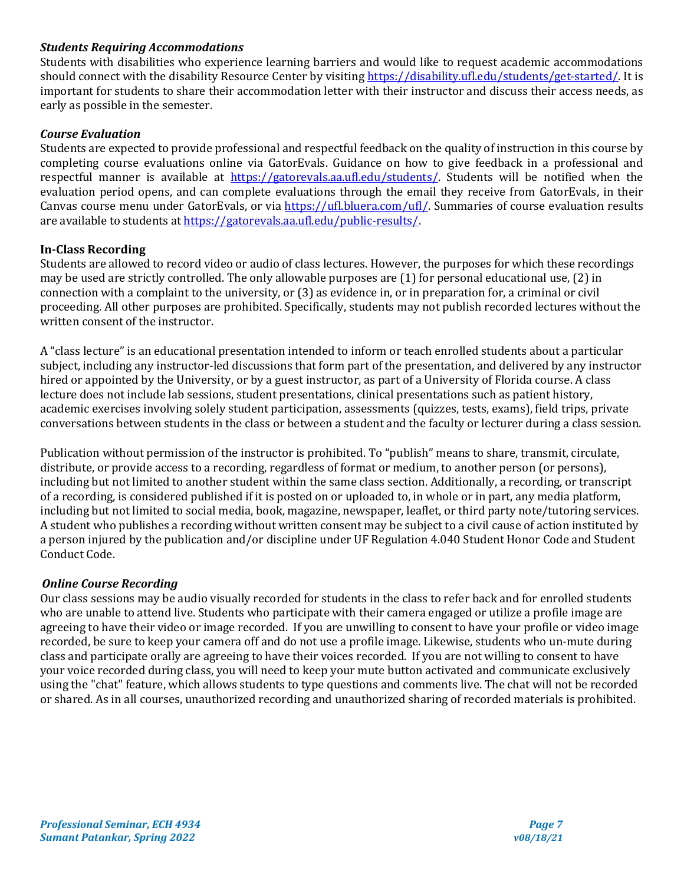### *Students Requiring Accommodations*

Students with disabilities who experience learning barriers and would like to request academic accommodations should connect with the disability Resource Center by visiting https://disability.ufl.edu/students/get-started/. It is important for students to share their accommodation letter with their instructor and discuss their access needs, as early as possible in the semester.

### *Course Evaluation*

Students are expected to provide professional and respectful feedback on the quality of instruction in this course by completing course evaluations online via GatorEvals. Guidance on how to give feedback in a professional and respectful manner is available at https://gatorevals.aa.ufl.edu/students/. Students will be notified when the evaluation period opens, and can complete evaluations through the email they receive from GatorEvals, in their Canvas course menu under GatorEvals, or via https://ufl.bluera.com/ufl/. Summaries of course evaluation results are available to students at https://gatorevals.aa.ufl.edu/public-results/.

### In-Class Recording

Students are allowed to record video or audio of class lectures. However, the purposes for which these recordings may be used are strictly controlled. The only allowable purposes are (1) for personal educational use, (2) in connection with a complaint to the university, or (3) as evidence in, or in preparation for, a criminal or civil proceeding. All other purposes are prohibited. Specifically, students may not publish recorded lectures without the written consent of the instructor.

A "class lecture" is an educational presentation intended to inform or teach enrolled students about a particular subject, including any instructor-led discussions that form part of the presentation, and delivered by any instructor hired or appointed by the University, or by a guest instructor, as part of a University of Florida course. A class lecture does not include lab sessions, student presentations, clinical presentations such as patient history, academic exercises involving solely student participation, assessments (quizzes, tests, exams), field trips, private conversations between students in the class or between a student and the faculty or lecturer during a class session.

Publication without permission of the instructor is prohibited. To "publish" means to share, transmit, circulate, distribute, or provide access to a recording, regardless of format or medium, to another person (or persons), including but not limited to another student within the same class section. Additionally, a recording, or transcript of a recording, is considered published if it is posted on or uploaded to, in whole or in part, any media platform, including but not limited to social media, book, magazine, newspaper, leaflet, or third party note/tutoring services. A student who publishes a recording without written consent may be subject to a civil cause of action instituted by a person injured by the publication and/or discipline under UF Regulation 4.040 Student Honor Code and Student Conduct Code.

### *Online Course Recording*

Our class sessions may be audio visually recorded for students in the class to refer back and for enrolled students who are unable to attend live. Students who participate with their camera engaged or utilize a profile image are agreeing to have their video or image recorded. If you are unwilling to consent to have your profile or video image recorded, be sure to keep your camera off and do not use a profile image. Likewise, students who un-mute during class and participate orally are agreeing to have their voices recorded. If you are not willing to consent to have your voice recorded during class, you will need to keep your mute button activated and communicate exclusively using the "chat" feature, which allows students to type questions and comments live. The chat will not be recorded or shared. As in all courses, unauthorized recording and unauthorized sharing of recorded materials is prohibited.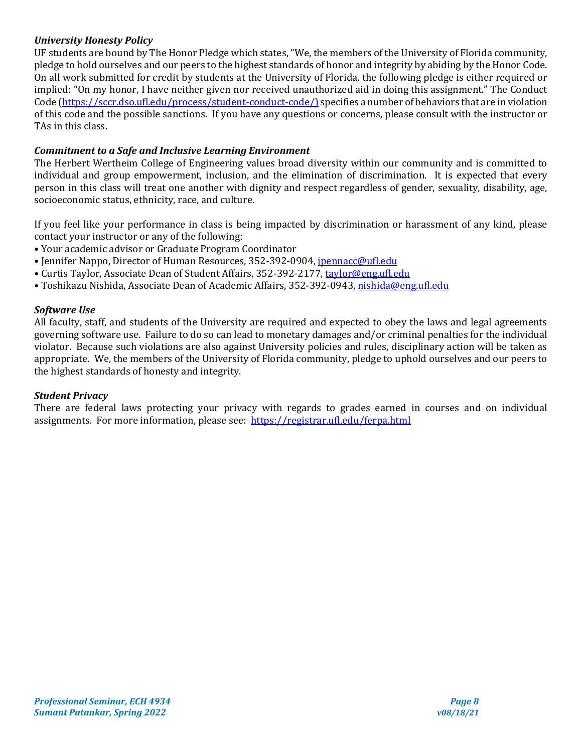### *University Honesty Policy*

UF students are bound by The Honor Pledge which states, "We, the members of the University of Florida community, pledge to hold ourselves and our peers to the highest standards of honor and integrity by abiding by the Honor Code. On all work submitted for credit by students at the University of Florida, the following pledge is either required or implied: "On my honor, I have neither given nor received unauthorized aid in doing this assignment." The Conduct Code (https://sccr.dso.ufl.edu/process/student-conduct-code/) specifies a number of behaviors that are in violation of this code and the possible sanctions. If you have any questions or concerns, please consult with the instructor or TAs in this class.

### *Commitment to a Safe and Inclusive Learning Environment*

The Herbert Wertheim College of Engineering values broad diversity within our community and is committed to individual and group empowerment, inclusion, and the elimination of discrimination. It is expected that every person in this class will treat one another with dignity and respect regardless of gender, sexuality, disability, age, socioeconomic status, ethnicity, race, and culture.

If you feel like your performance in class is being impacted by discrimination or harassment of any kind, please contact your instructor or any of the following:

- Your academic advisor or Graduate Program Coordinator
- Jennifer Nappo, Director of Human Resources, 352-392-0904, jpennacc@ufl.edu
- Curtis Taylor, Associate Dean of Student Affairs, 352-392-2177, taylor@eng.ufl.edu
- Toshikazu Nishida, Associate Dean of Academic Affairs, 352-392-0943, nishida@eng.ufl.edu

### *Software Use*

All faculty, staff, and students of the University are required and expected to obey the laws and legal agreements governing software use. Failure to do so can lead to monetary damages and/or criminal penalties for the individual violator. Because such violations are also against University policies and rules, disciplinary action will be taken as appropriate. We, the members of the University of Florida community, pledge to uphold ourselves and our peers to the highest standards of honesty and integrity.

### *Student Privacy*

There are federal laws protecting your privacy with regards to grades earned in courses and on individual assignments. For more information, please see: https://registrar.ufl.edu/ferpa.html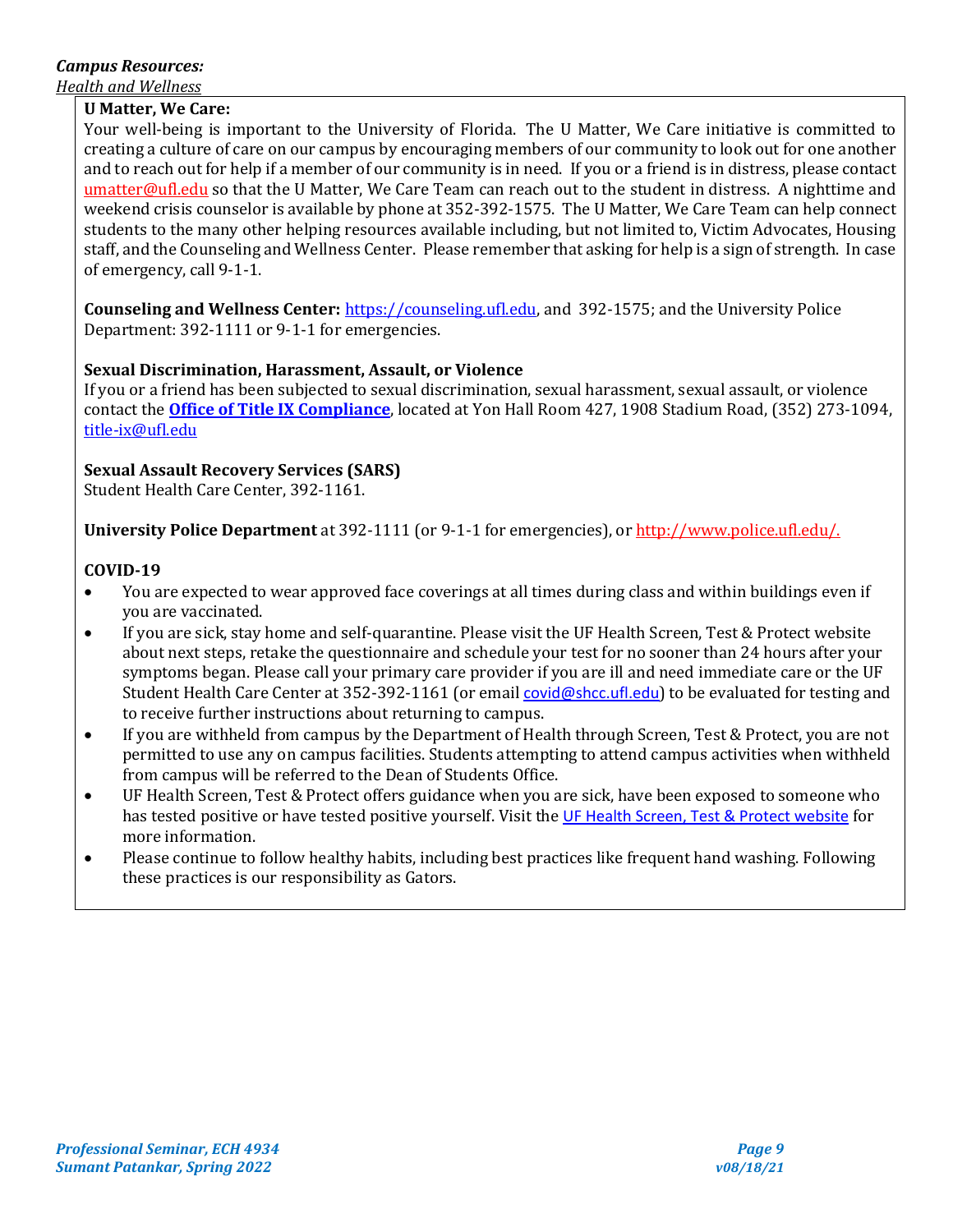***Campus Resources:***

*Health and Wellness*

**U Matter, We Care:**

Your well-being is important to the University of Florida. The U Matter, We Care initiative is committed to creating a culture of care on our campus by encouraging members of our community to look out for one another and to reach out for help if a member of our community is in need. If you or a friend is in distress, please contact umatter@ufl.edu so that the U Matter, We Care Team can reach out to the student in distress. A nighttime and weekend crisis counselor is available by phone at 352-392-1575. The U Matter, We Care Team can help connect students to the many other helping resources available including, but not limited to, Victim Advocates, Housing staff, and the Counseling and Wellness Center. Please remember that asking for help is a sign of strength. In case of emergency, call 9-1-1.

**Counseling and Wellness Center:** https://counseling.ufl.edu, and 392-1575; and the University Police Department: 392-1111 or 9-1-1 for emergencies.

**Sexual Discrimination, Harassment, Assault, or Violence**

If you or a friend has been subjected to sexual discrimination, sexual harassment, sexual assault, or violence contact the **Office of Title IX Compliance**, located at Yon Hall Room 427, 1908 Stadium Road, (352) 273-1094, title-ix@ufl.edu

**Sexual Assault Recovery Services (SARS)**

Student Health Care Center, 392-1161.

**University Police Department** at 392-1111 (or 9-1-1 for emergencies), or http://www.police.ufl.edu/.

**COVID-19**

- You are expected to wear approved face coverings at all times during class and within buildings even if you are vaccinated.
- If you are sick, stay home and self-quarantine. Please visit the UF Health Screen, Test & Protect website about next steps, retake the questionnaire and schedule your test for no sooner than 24 hours after your symptoms began. Please call your primary care provider if you are ill and need immediate care or the UF Student Health Care Center at 352-392-1161 (or email covid@shcc.ufl.edu) to be evaluated for testing and to receive further instructions about returning to campus.
- If you are withheld from campus by the Department of Health through Screen, Test & Protect, you are not permitted to use any on campus facilities. Students attempting to attend campus activities when withheld from campus will be referred to the Dean of Students Office.
- UF Health Screen, Test & Protect offers guidance when you are sick, have been exposed to someone who has tested positive or have tested positive yourself. Visit the UF Health Screen, Test & Protect website for more information.
- Please continue to follow healthy habits, including best practices like frequent hand washing. Following these practices is our responsibility as Gators.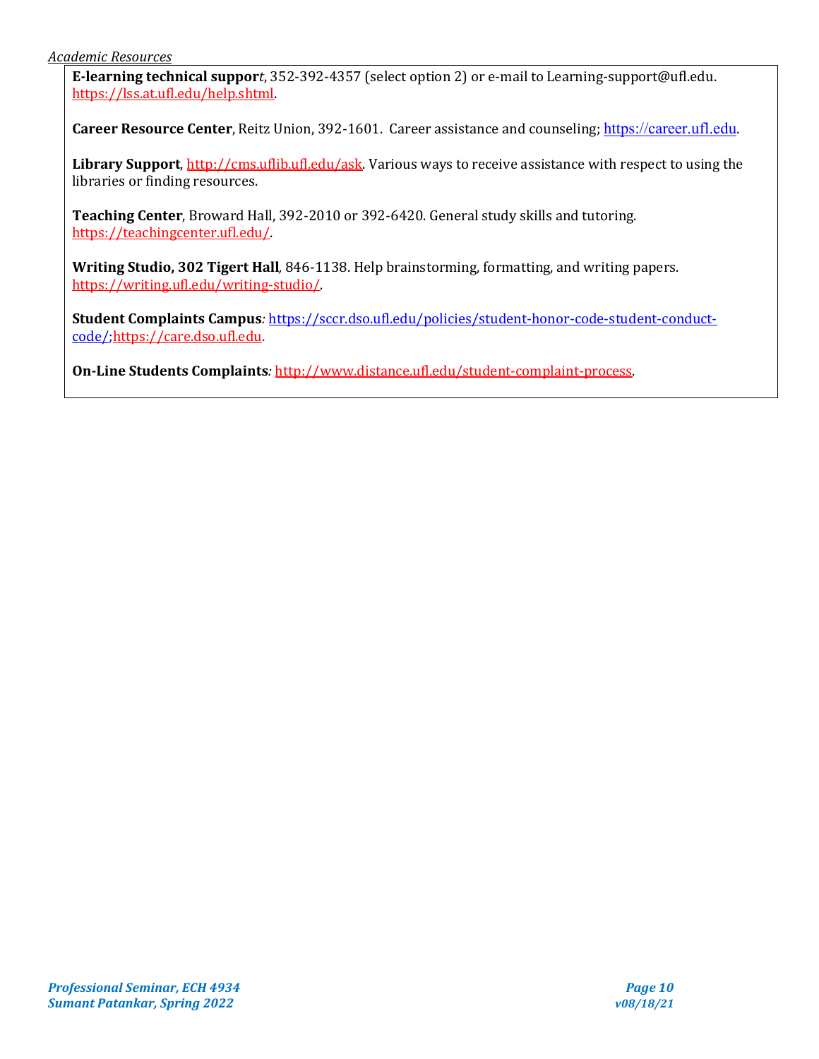*Academic Resources*

**E-learning technical suppor***t*, 352-392-4357 (select option 2) or e-mail to Learning-support@ufl.edu. https://lss.at.ufl.edu/help.shtml.

**Career Resource Center**, Reitz Union, 392-1601. Career assistance and counseling; https://career.ufl.edu.

**Library Support**, http://cms.uflib.ufl.edu/ask. Various ways to receive assistance with respect to using the libraries or finding resources.

**Teaching Center**, Broward Hall, 392-2010 or 392-6420. General study skills and tutoring. https://teachingcenter.ufl.edu/.

**Writing Studio, 302 Tigert Hall***,* 846-1138. Help brainstorming, formatting, and writing papers. https://writing.ufl.edu/writing-studio/.

**Student Complaints Campus***:* https://sccr.dso.ufl.edu/policies/student-honor-code-student-conduct-code/;https://care.dso.ufl.edu.

**On-Line Students Complaints***:* http://www.distance.ufl.edu/student-complaint-process.